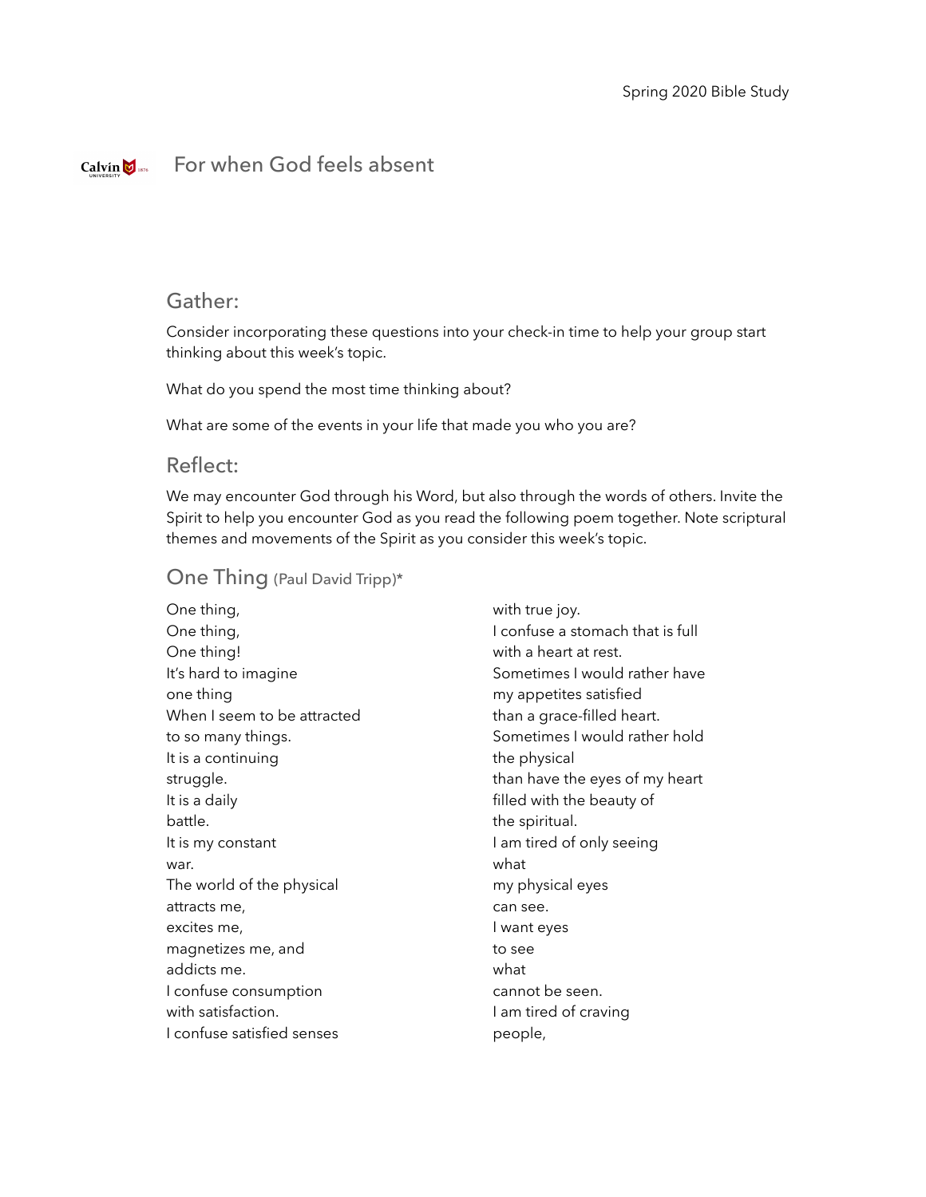# For when God feels absent

## Gather:

Consider incorporating these questions into your check-in time to help your group start thinking about this week's topic.

What do you spend the most time thinking about?

What are some of the events in your life that made you who you are?

## Reflect:

We may encounter God through his Word, but also through the words of others. Invite the Spirit to help you encounter God as you read the following poem together. Note scriptural themes and movements of the Spirit as you consider this week's topic.

### One Thing (Paul David Tripp)*

One thing,  
One thing,  
One thing!  
It's hard to imagine  
one thing  
When I seem to be attracted  
to so many things.  
It is a continuing  
struggle.  
It is a daily  
battle.  
It is my constant  
war.  
The world of the physical  
attracts me,  
excites me,  
magnetizes me, and  
addicts me.  
I confuse consumption  
with satisfaction.  
I confuse satisfied senses  
with true joy.  
I confuse a stomach that is full  
with a heart at rest.  
Sometimes I would rather have  
my appetites satisfied  
than a grace-filled heart.  
Sometimes I would rather hold  
the physical  
than have the eyes of my heart  
filled with the beauty of  
the spiritual.  
I am tired of only seeing  
what  
my physical eyes  
can see.  
I want eyes  
to see  
what  
cannot be seen.  
I am tired of craving  
people,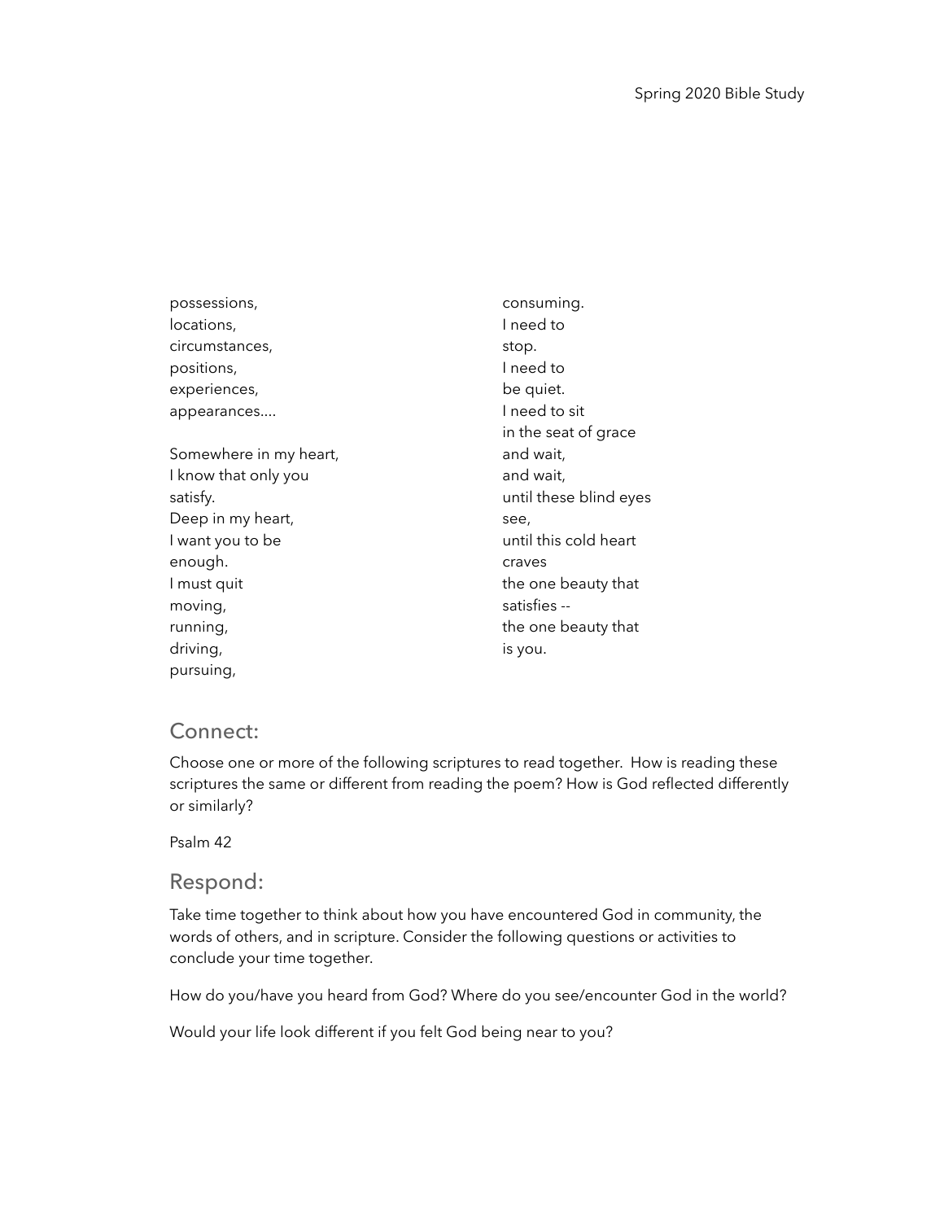possessions,
locations,
circumstances,
positions,
experiences,
appearances....

Somewhere in my heart,
I know that only you
satisfy.
Deep in my heart,
I want you to be
enough.
I must quit
moving,
running,
driving,
pursuing,
consuming.
I need to
stop.
I need to
be quiet.
I need to sit
in the seat of grace
and wait,
and wait,
until these blind eyes
see,
until this cold heart
craves
the one beauty that
satisfies --
the one beauty that
is you.

## Connect:

Choose one or more of the following scriptures to read together. How is reading these scriptures the same or different from reading the poem? How is God reflected differently or similarly?

Psalm 42

## Respond:

Take time together to think about how you have encountered God in community, the words of others, and in scripture. Consider the following questions or activities to conclude your time together.

How do you/have you heard from God? Where do you see/encounter God in the world?

Would your life look different if you felt God being near to you?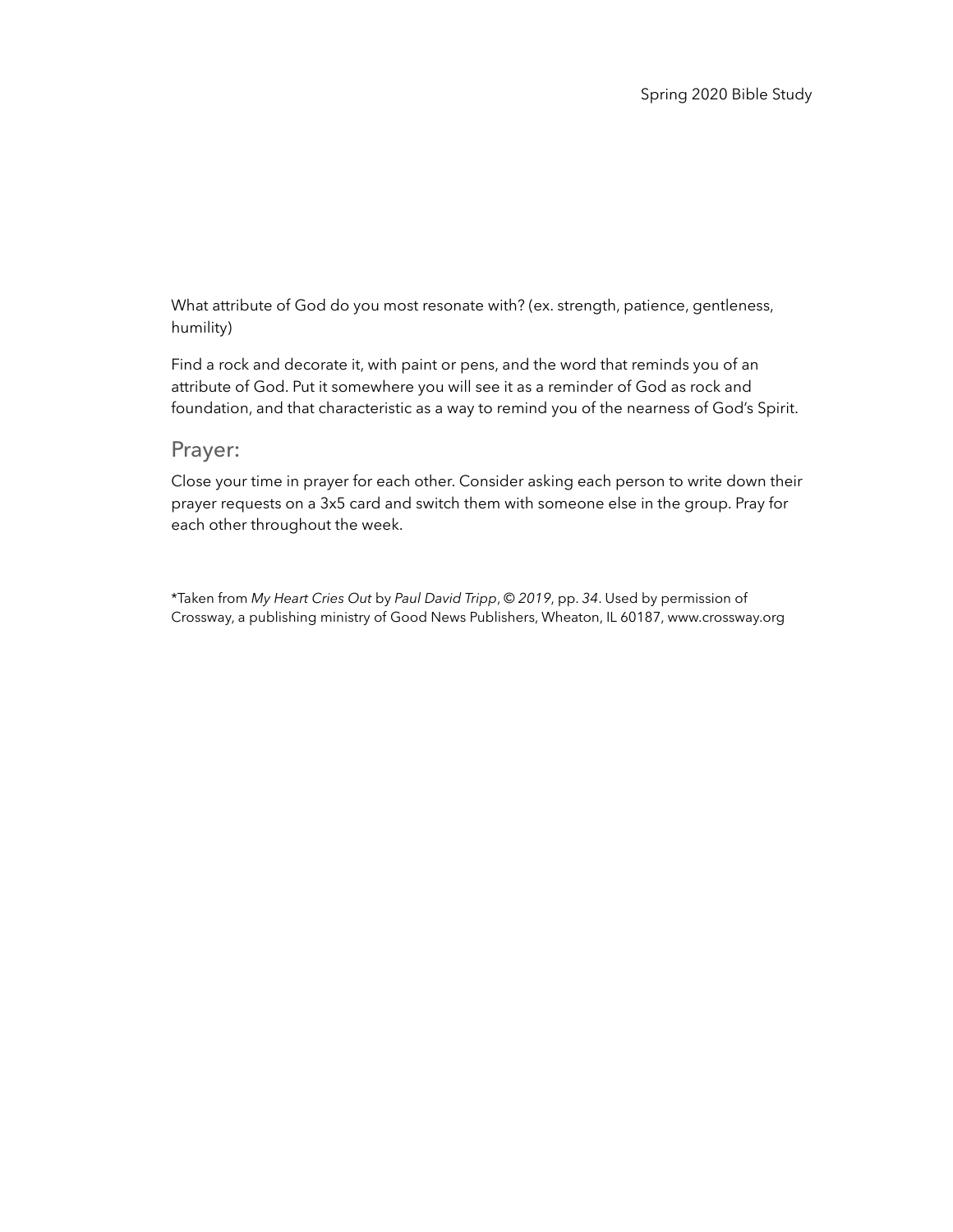What attribute of God do you most resonate with? (ex. strength, patience, gentleness, humility)

Find a rock and decorate it, with paint or pens, and the word that reminds you of an attribute of God. Put it somewhere you will see it as a reminder of God as rock and foundation, and that characteristic as a way to remind you of the nearness of God's Spirit.

## Prayer:

Close your time in prayer for each other. Consider asking each person to write down their prayer requests on a 3x5 card and switch them with someone else in the group. Pray for each other throughout the week.

*Taken from *My Heart Cries Out* by *Paul David Tripp*, *© 2019*, pp. *34*. Used by permission of Crossway, a publishing ministry of Good News Publishers, Wheaton, IL 60187, www.crossway.org